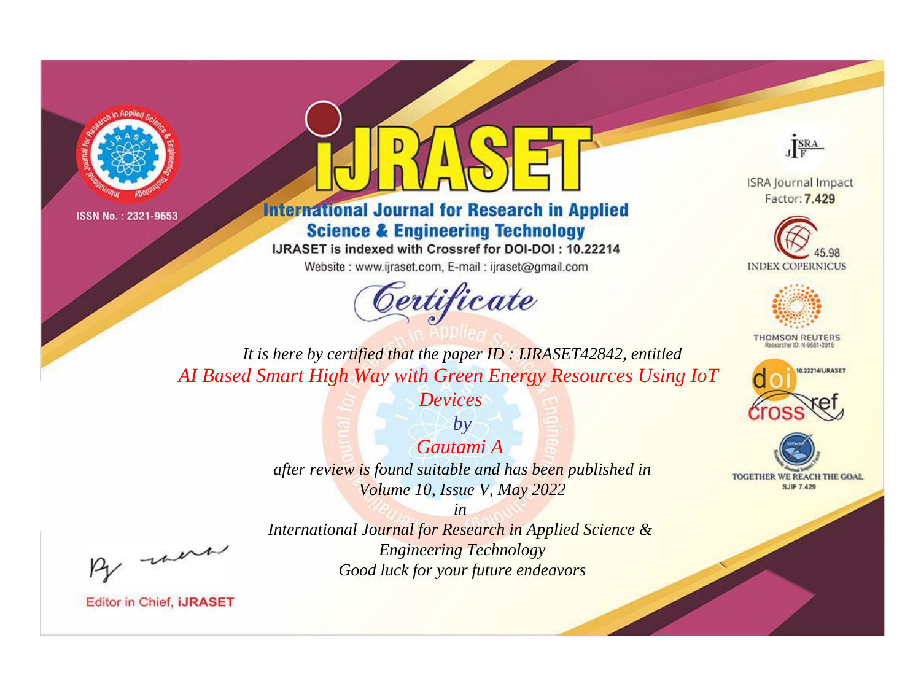ISSN No. : 2321-9653

# IJRASET

## International Journal for Research in Applied Science & Engineering Technology

IJRASET is indexed with Crossref for DOI-DOI : 10.22214

Website : www.ijraset.com, E-mail : ijraset@gmail.com

ISRA Journal Impact Factor: **7.429**

45.98 INDEX COPERNICUS

THOMSON REUTERS Researcher ID: N-9681-2016

10.22214/IJRASET

TOGETHER WE REACH THE GOAL SJIF 7.429

# *Certificate*

*It is here by certified that the paper ID : IJRASET42842, entitled*

*AI Based Smart High Way with Green Energy Resources Using IoT Devices*

*by*

*Gautami A*

*after review is found suitable and has been published in*

*Volume 10, Issue V, May 2022*

*in*

*International Journal for Research in Applied Science & Engineering Technology*

*Good luck for your future endeavors*

Editor in Chief, **IJRASET**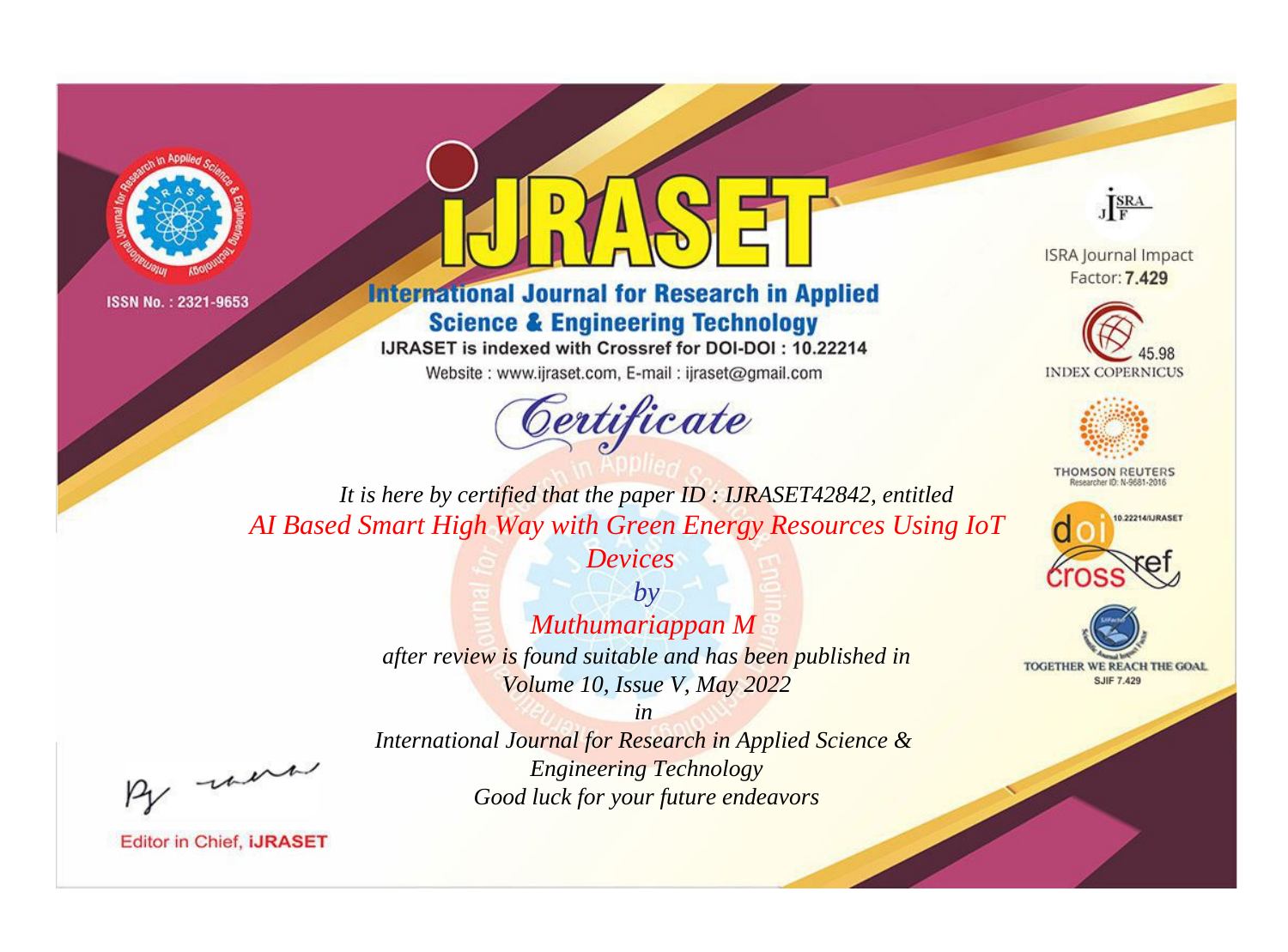ISSN No. : 2321-9653

# IJRASET

## International Journal for Research in Applied Science & Engineering Technology

IJRASET is indexed with Crossref for DOI-DOI : 10.22214

Website : www.ijraset.com, E-mail : ijraset@gmail.com

## Certificate

*It is here by certified that the paper ID : IJRASET42842, entitled*

*AI Based Smart High Way with Green Energy Resources Using IoT Devices*

*by*

*Muthumariappan M*

*after review is found suitable and has been published in*

*Volume 10, Issue V, May 2022*

*in*

*International Journal for Research in Applied Science & Engineering Technology*

*Good luck for your future endeavors*

ISRA Journal Impact Factor: **7.429**

45.98 INDEX COPERNICUS

THOMSON REUTERS Researcher ID: N-9681-2016

10.22214/IJRASET

TOGETHER WE REACH THE GOAL SJIF 7.429

Editor in Chief, **IJRASET**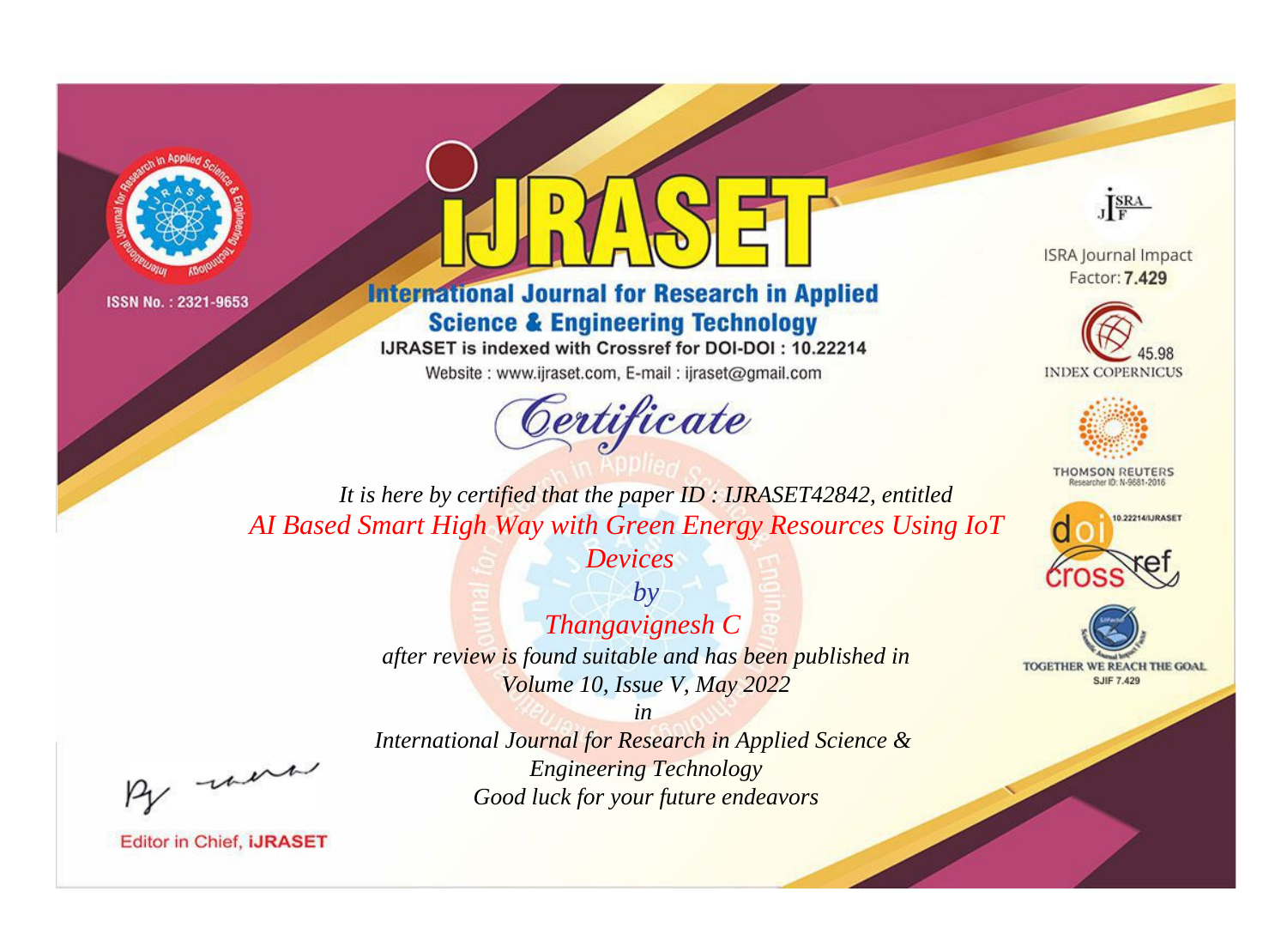ISSN No. : 2321-9653

# iJRASET

## International Journal for Research in Applied Science & Engineering Technology

IJRASET is indexed with Crossref for DOI-DOI : 10.22214

Website : www.ijraset.com, E-mail : ijraset@gmail.com

ISRA Journal Impact Factor: **7.429**

45.98 INDEX COPERNICUS

THOMSON REUTERS Researcher ID: N-9681-2016

10.22214/IJRASET

TOGETHER WE REACH THE GOAL SJIF 7.429

*Certificate*

*It is here by certified that the paper ID : IJRASET42842, entitled*

*AI Based Smart High Way with Green Energy Resources Using IoT Devices*

*by*

*Thangavignesh C*

*after review is found suitable and has been published in*

*Volume 10, Issue V, May 2022*

*in*

*International Journal for Research in Applied Science & Engineering Technology*

*Good luck for your future endeavors*

Editor in Chief, **iJRASET**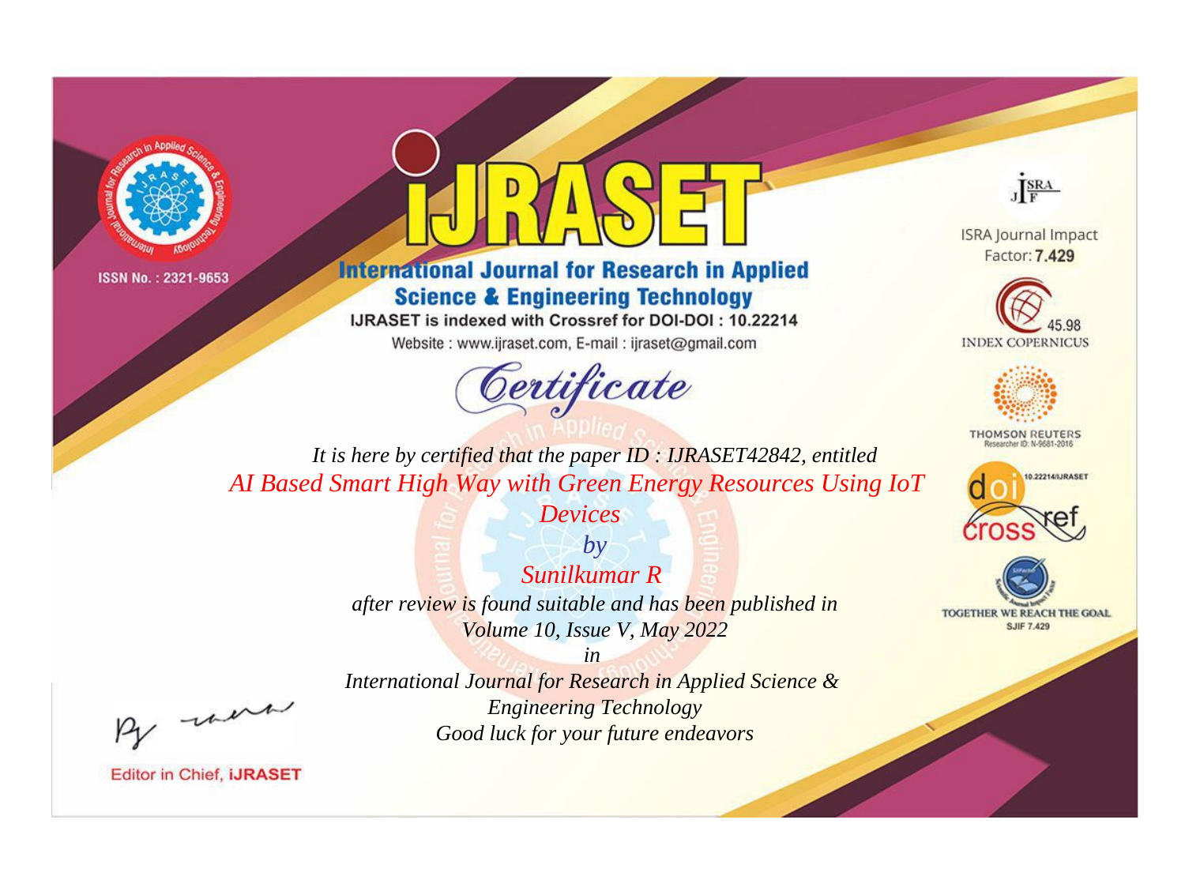ISSN No. : 2321-9653

# iJRASET

## International Journal for Research in Applied Science & Engineering Technology

IJRASET is indexed with Crossref for DOI-DOI : 10.22214

Website : www.ijraset.com, E-mail : ijraset@gmail.com

ISRA Journal Impact Factor: **7.429**

45.98 INDEX COPERNICUS

THOMSON REUTERS Researcher ID: N-9681-2016

10.22214/IJRASET

TOGETHER WE REACH THE GOAL SJIF 7.429

*Certificate*

*It is here by certified that the paper ID : IJRASET42842, entitled*

*AI Based Smart High Way with Green Energy Resources Using IoT Devices*

*by*

*Sunilkumar R*

*after review is found suitable and has been published in*

*Volume 10, Issue V, May 2022*

*in*

*International Journal for Research in Applied Science & Engineering Technology*

*Good luck for your future endeavors*

Editor in Chief, **iJRASET**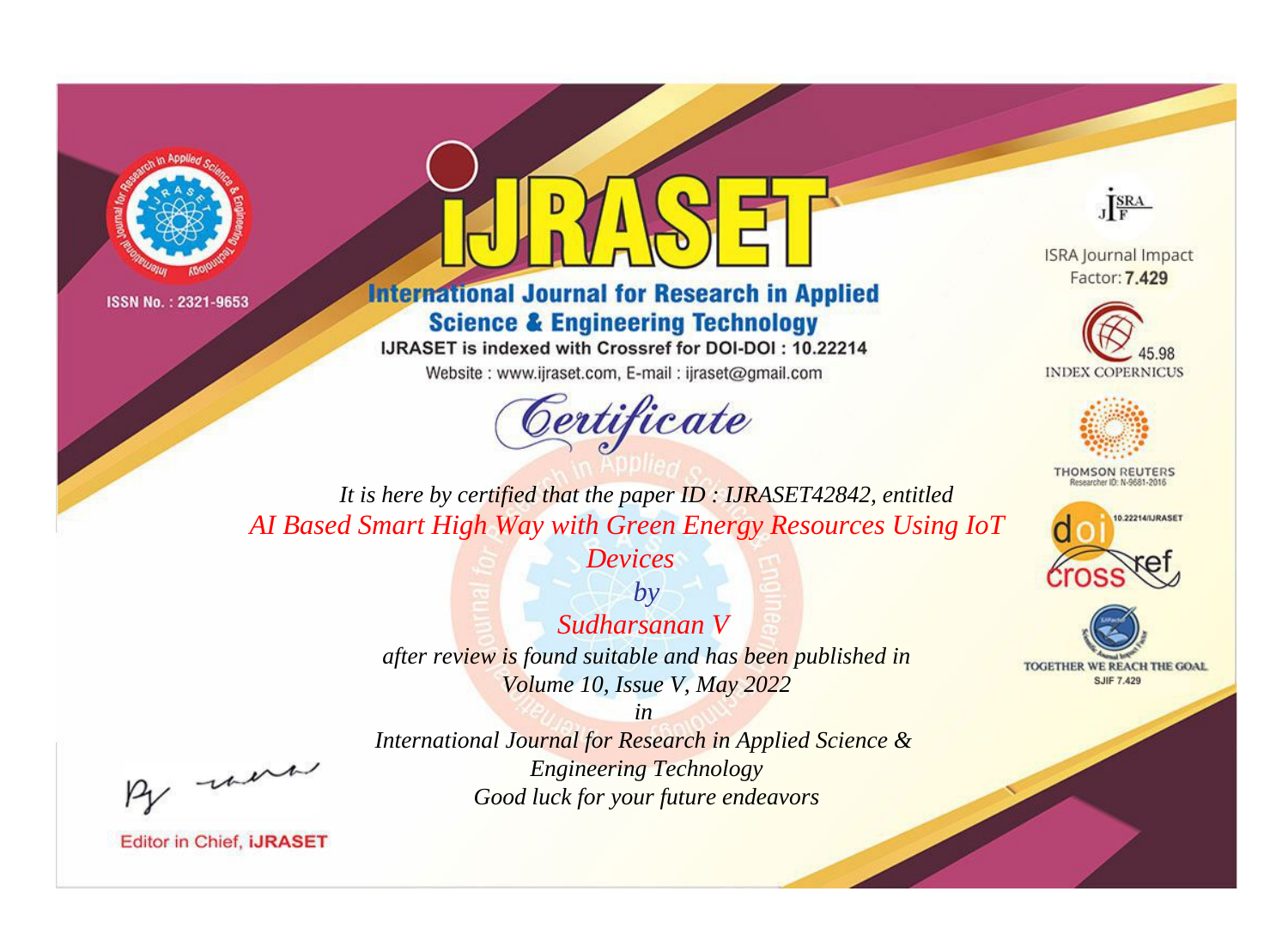ISSN No. : 2321-9653

# iJRASET

## International Journal for Research in Applied Science & Engineering Technology

IJRASET is indexed with Crossref for DOI-DOI : 10.22214

Website : www.ijraset.com, E-mail : ijraset@gmail.com

*Certificate*

*It is here by certified that the paper ID : IJRASET42842, entitled*

*AI Based Smart High Way with Green Energy Resources Using IoT Devices*

*by*

*Sudharsanan V*

*after review is found suitable and has been published in*

*Volume 10, Issue V, May 2022*

*in*

*International Journal for Research in Applied Science & Engineering Technology*

*Good luck for your future endeavors*

Editor in Chief, **iJRASET**

ISRA Journal Impact Factor: **7.429**

45.98 INDEX COPERNICUS

THOMSON REUTERS
Researcher ID: N-9681-2016

10.22214/IJRASET

TOGETHER WE REACH THE GOAL
SJIF 7.429